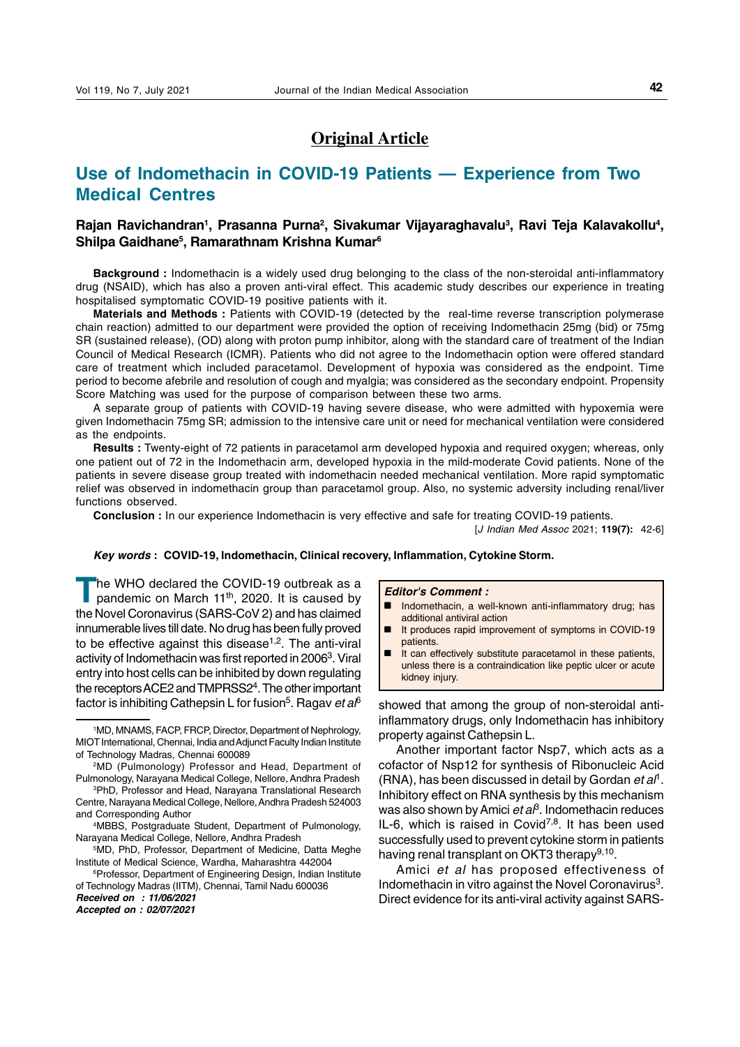## Original Article

# Use of Indomethacin in COVID-19 Patients — Experience from Two Medical Centres

**Rajan Ravichandran[1], Prasanna Purna[2], Sivakumar Vijayaraghavalu[3], Ravi Teja Kalavakollu[4], Shilpa Gaidhane[5], Ramarathnam Krishna Kumar[6]**

**Background :** Indomethacin is a widely used drug belonging to the class of the non-steroidal anti-inflammatory drug (NSAID), which has also a proven anti-viral effect. This academic study describes our experience in treating hospitalised symptomatic COVID-19 positive patients with it.

**Materials and Methods :** Patients with COVID-19 (detected by the real-time reverse transcription polymerase chain reaction) admitted to our department were provided the option of receiving Indomethacin 25mg (bid) or 75mg SR (sustained release), (OD) along with proton pump inhibitor, along with the standard care of treatment of the Indian Council of Medical Research (ICMR). Patients who did not agree to the Indomethacin option were offered standard care of treatment which included paracetamol. Development of hypoxia was considered as the endpoint. Time period to become afebrile and resolution of cough and myalgia; was considered as the secondary endpoint. Propensity Score Matching was used for the purpose of comparison between these two arms.

A separate group of patients with COVID-19 having severe disease, who were admitted with hypoxemia were given Indomethacin 75mg SR; admission to the intensive care unit or need for mechanical ventilation were considered as the endpoints.

**Results :** Twenty-eight of 72 patients in paracetamol arm developed hypoxia and required oxygen; whereas, only one patient out of 72 in the Indomethacin arm, developed hypoxia in the mild-moderate Covid patients. None of the patients in severe disease group treated with indomethacin needed mechanical ventilation. More rapid symptomatic relief was observed in indomethacin group than paracetamol group. Also, no systemic adversity including renal/liver functions observed.

**Conclusion :** In our experience Indomethacin is very effective and safe for treating COVID-19 patients.

[*J Indian Med Assoc* 2021; **119(7):** 42-6]

***Key words* : COVID-19, Indomethacin, Clinical recovery, Inflammation, Cytokine Storm.**

The WHO declared the COVID-19 outbreak as a pandemic on March 11th, 2020. It is caused by the Novel Coronavirus (SARS-CoV 2) and has claimed innumerable lives till date. No drug has been fully proved to be effective against this disease[1,2]. The anti-viral activity of Indomethacin was first reported in 2006[3]. Viral entry into host cells can be inhibited by down regulating the receptors ACE2 and TMPRSS2[4]. The other important factor is inhibiting Cathepsin L for fusion[5]. Ragav *et al*[6] showed that among the group of non-steroidal anti-inflammatory drugs, only Indomethacin has inhibitory property against Cathepsin L.

***Editor's Comment :***

- Indomethacin, a well-known anti-inflammatory drug; has additional antiviral action
- It produces rapid improvement of symptoms in COVID-19 patients.
- It can effectively substitute paracetamol in these patients, unless there is a contraindication like peptic ulcer or acute kidney injury.

Another important factor Nsp7, which acts as a cofactor of Nsp12 for synthesis of Ribonucleic Acid (RNA), has been discussed in detail by Gordan *et al*[1]. Inhibitory effect on RNA synthesis by this mechanism was also shown by Amici *et al*[3]. Indomethacin reduces IL-6, which is raised in Covid[7,8]. It has been used successfully used to prevent cytokine storm in patients having renal transplant on OKT3 therapy[9,10].

Amici *et al* has proposed effectiveness of Indomethacin in vitro against the Novel Coronavirus[3]. Direct evidence for its anti-viral activity against SARS-

---

[1]MD, MNAMS, FACP, FRCP, Director, Department of Nephrology, MIOT International, Chennai, India and Adjunct Faculty Indian Institute of Technology Madras, Chennai 600089

[2]MD (Pulmonology) Professor and Head, Department of Pulmonology, Narayana Medical College, Nellore, Andhra Pradesh

[3]PhD, Professor and Head, Narayana Translational Research Centre, Narayana Medical College, Nellore, Andhra Pradesh 524003 and Corresponding Author

[4]MBBS, Postgraduate Student, Department of Pulmonology, Narayana Medical College, Nellore, Andhra Pradesh

[5]MD, PhD, Professor, Department of Medicine, Datta Meghe Institute of Medical Science, Wardha, Maharashtra 442004

[6]Professor, Department of Engineering Design, Indian Institute of Technology Madras (IITM), Chennai, Tamil Nadu 600036

***Received on : 11/06/2021***

***Accepted on : 02/07/2021***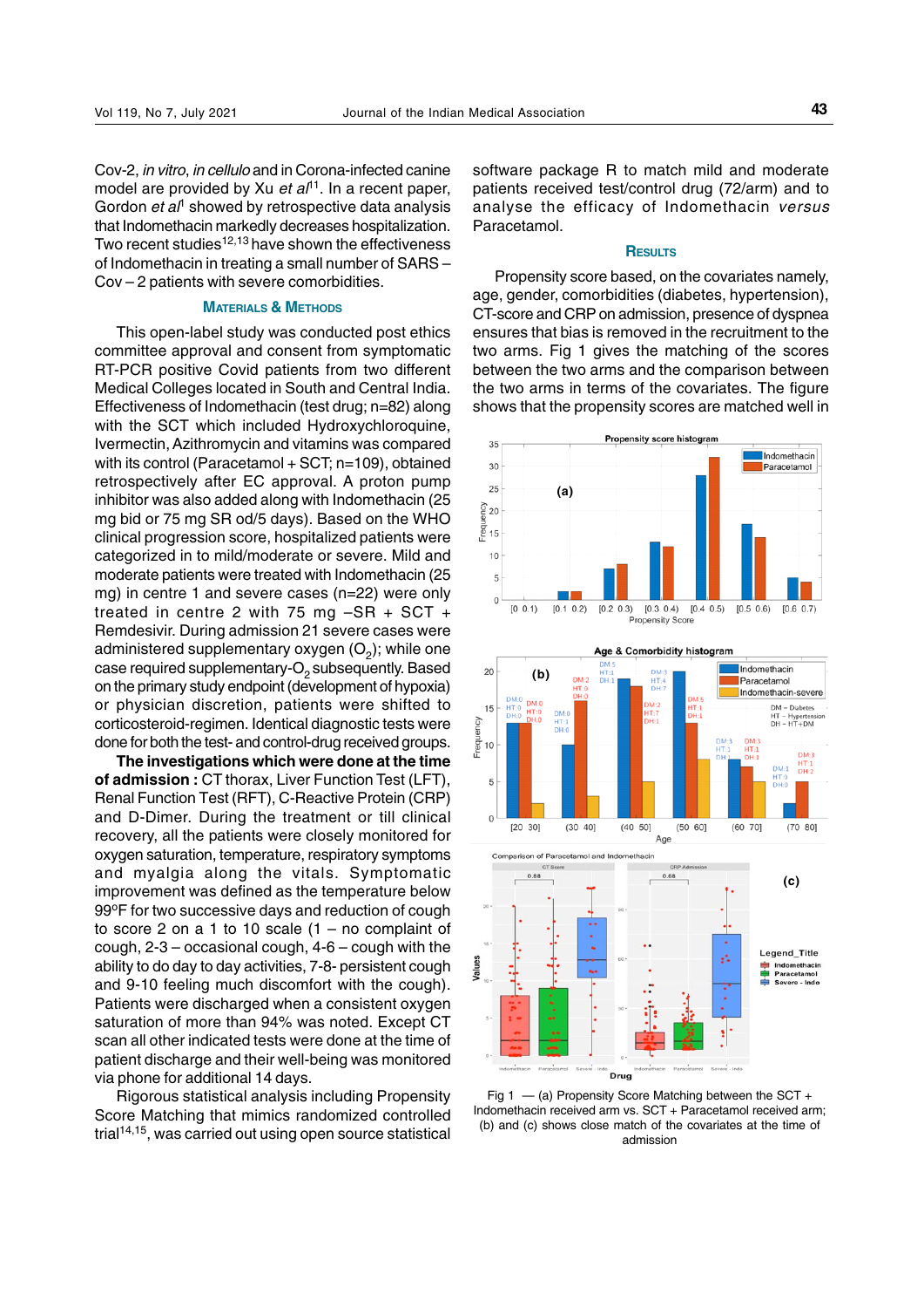Cov-2, *in vitro*, *in cellulo* and in Corona-infected canine model are provided by Xu *et al*[11]. In a recent paper, Gordon *et al*[1] showed by retrospective data analysis that Indomethacin markedly decreases hospitalization. Two recent studies[12,13] have shown the effectiveness of Indomethacin in treating a small number of SARS – Cov – 2 patients with severe comorbidities.

## Materials & Methods

This open-label study was conducted post ethics committee approval and consent from symptomatic RT-PCR positive Covid patients from two different Medical Colleges located in South and Central India. Effectiveness of Indomethacin (test drug; n=82) along with the SCT which included Hydroxychloroquine, Ivermectin, Azithromycin and vitamins was compared with its control (Paracetamol + SCT; n=109), obtained retrospectively after EC approval. A proton pump inhibitor was also added along with Indomethacin (25 mg bid or 75 mg SR od/5 days). Based on the WHO clinical progression score, hospitalized patients were categorized in to mild/moderate or severe. Mild and moderate patients were treated with Indomethacin (25 mg) in centre 1 and severe cases (n=22) were only treated in centre 2 with 75 mg –SR + SCT + Remdesivir. During admission 21 severe cases were administered supplementary oxygen ($O_2$); while one case required supplementary-$O_2$ subsequently. Based on the primary study endpoint (development of hypoxia) or physician discretion, patients were shifted to corticosteroid-regimen. Identical diagnostic tests were done for both the test- and control-drug received groups.

**The investigations which were done at the time of admission :** CT thorax, Liver Function Test (LFT), Renal Function Test (RFT), C-Reactive Protein (CRP) and D-Dimer. During the treatment or till clinical recovery, all the patients were closely monitored for oxygen saturation, temperature, respiratory symptoms and myalgia along the vitals. Symptomatic improvement was defined as the temperature below 99°F for two successive days and reduction of cough to score 2 on a 1 to 10 scale (1 – no complaint of cough, 2-3 – occasional cough, 4-6 – cough with the ability to do day to day activities, 7-8- persistent cough and 9-10 feeling much discomfort with the cough). Patients were discharged when a consistent oxygen saturation of more than 94% was noted. Except CT scan all other indicated tests were done at the time of patient discharge and their well-being was monitored via phone for additional 14 days.

Rigorous statistical analysis including Propensity Score Matching that mimics randomized controlled trial[14,15], was carried out using open source statistical software package R to match mild and moderate patients received test/control drug (72/arm) and to analyse the efficacy of Indomethacin *versus* Paracetamol.

## Results

Propensity score based, on the covariates namely, age, gender, comorbidities (diabetes, hypertension), CT-score and CRP on admission, presence of dyspnea ensures that bias is removed in the recruitment to the two arms. Fig 1 gives the matching of the scores between the two arms and the comparison between the two arms in terms of the covariates. The figure shows that the propensity scores are matched well in

Fig 1 — (a) Propensity Score Matching between the SCT + Indomethacin received arm vs. SCT + Paracetamol received arm; (b) and (c) shows close match of the covariates at the time of admission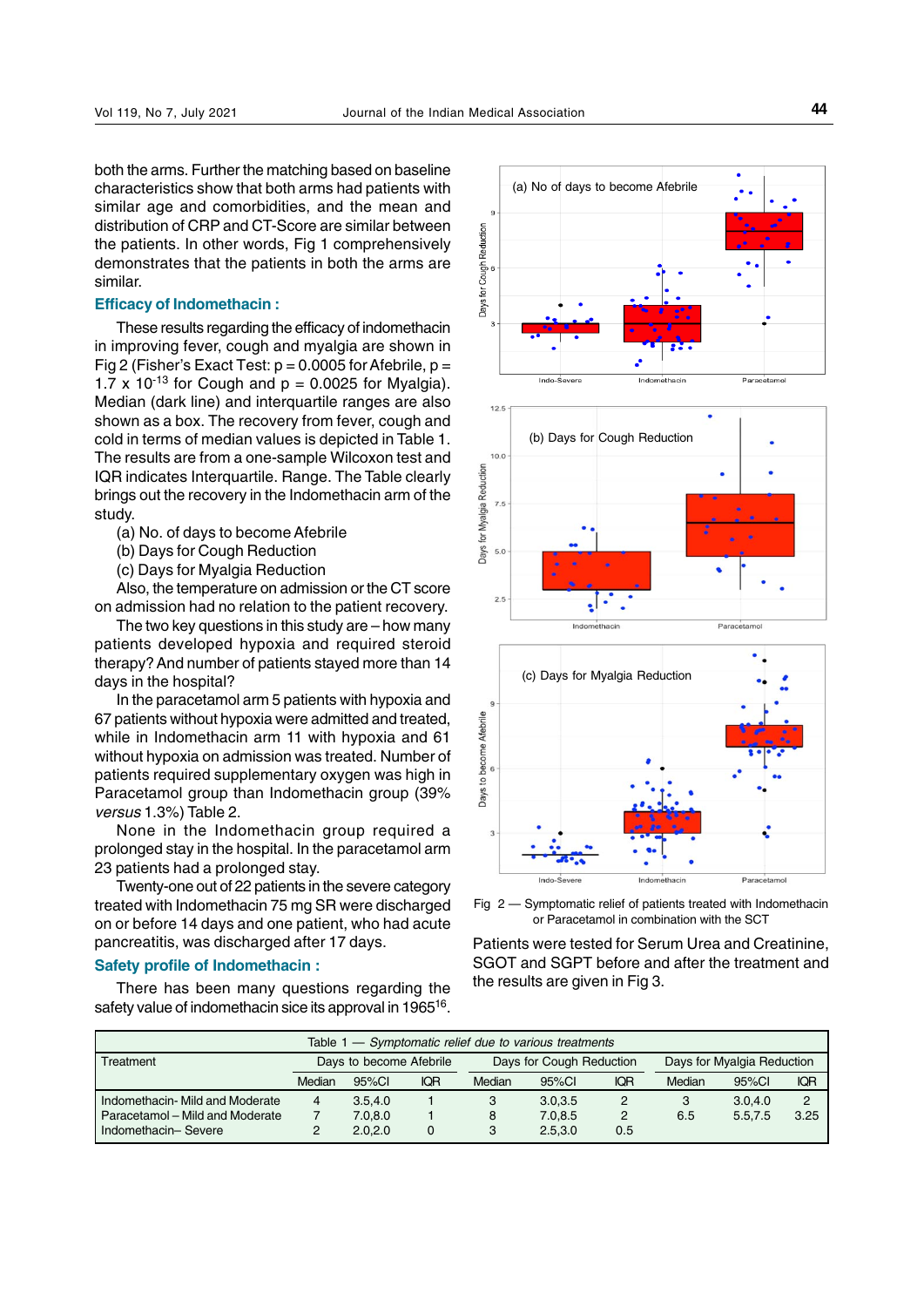both the arms. Further the matching based on baseline characteristics show that both arms had patients with similar age and comorbidities, and the mean and distribution of CRP and CT-Score are similar between the patients. In other words, Fig 1 comprehensively demonstrates that the patients in both the arms are similar.

### Efficacy of Indomethacin :

These results regarding the efficacy of indomethacin in improving fever, cough and myalgia are shown in Fig 2 (Fisher's Exact Test: $p = 0.0005$ for Afebrile, $p = 1.7 \times 10^{-13}$ for Cough and $p = 0.0025$ for Myalgia). Median (dark line) and interquartile ranges are also shown as a box. The recovery from fever, cough and cold in terms of median values is depicted in Table 1. The results are from a one-sample Wilcoxon test and IQR indicates Interquartile. Range. The Table clearly brings out the recovery in the Indomethacin arm of the study.

(a) No. of days to become Afebrile
(b) Days for Cough Reduction
(c) Days for Myalgia Reduction

Also, the temperature on admission or the CT score on admission had no relation to the patient recovery.

The two key questions in this study are – how many patients developed hypoxia and required steroid therapy? And number of patients stayed more than 14 days in the hospital?

In the paracetamol arm 5 patients with hypoxia and 67 patients without hypoxia were admitted and treated, while in Indomethacin arm 11 with hypoxia and 61 without hypoxia on admission was treated. Number of patients required supplementary oxygen was high in Paracetamol group than Indomethacin group (39% *versus* 1.3%) Table 2.

None in the Indomethacin group required a prolonged stay in the hospital. In the paracetamol arm 23 patients had a prolonged stay.

Twenty-one out of 22 patients in the severe category treated with Indomethacin 75 mg SR were discharged on or before 14 days and one patient, who had acute pancreatitis, was discharged after 17 days.

### Safety profile of Indomethacin :

There has been many questions regarding the safety value of indomethacin sice its approval in 1965[16].

Fig 2 — Symptomatic relief of patients treated with Indomethacin or Paracetamol in combination with the SCT

Patients were tested for Serum Urea and Creatinine, SGOT and SGPT before and after the treatment and the results are given in Fig 3.

Table 1 — *Symptomatic relief due to various treatments*

| Treatment | Days to become Afebrile | | | Days for Cough Reduction | | | Days for Myalgia Reduction | | |
|---|---|---|---|---|---|---|---|---|---|
| | Median | 95%CI | IQR | Median | 95%CI | IQR | Median | 95%CI | IQR |
| Indomethacin- Mild and Moderate | 4 | 3.5,4.0 | 1 | 3 | 3.0,3.5 | 2 | 3 | 3.0,4.0 | 2 |
| Paracetamol – Mild and Moderate | 7 | 7.0,8.0 | 1 | 8 | 7.0,8.5 | 2 | 6.5 | 5.5,7.5 | 3.25 |
| Indomethacin– Severe | 2 | 2.0,2.0 | 0 | 3 | 2.5,3.0 | 0.5 | | | |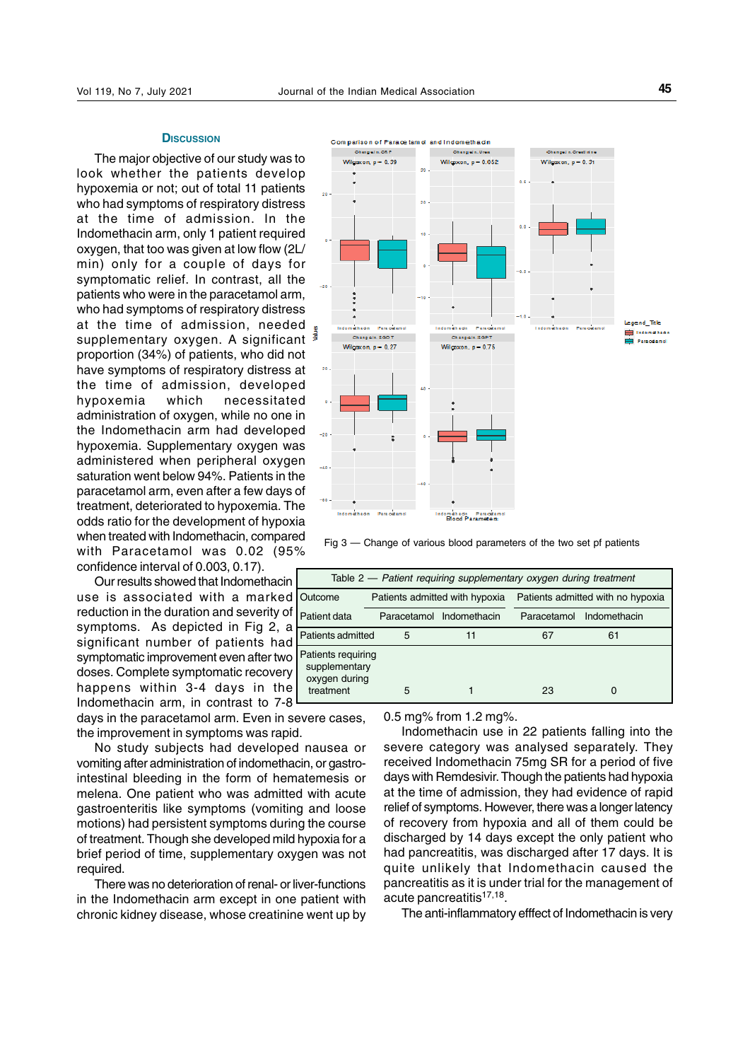## Discussion

The major objective of our study was to look whether the patients develop hypoxemia or not; out of total 11 patients who had symptoms of respiratory distress at the time of admission. In the Indomethacin arm, only 1 patient required oxygen, that too was given at low flow (2L/min) only for a couple of days for symptomatic relief. In contrast, all the patients who were in the paracetamol arm, who had symptoms of respiratory distress at the time of admission, needed supplementary oxygen. A significant proportion (34%) of patients, who did not have symptoms of respiratory distress at the time of admission, developed hypoxemia which necessitated administration of oxygen, while no one in the Indomethacin arm had developed hypoxemia. Supplementary oxygen was administered when peripheral oxygen saturation went below 94%. Patients in the paracetamol arm, even after a few days of treatment, deteriorated to hypoxemia. The odds ratio for the development of hypoxia when treated with Indomethacin, compared with Paracetamol was 0.02 (95% confidence interval of 0.003, 0.17).

Our results showed that Indomethacin use is associated with a marked reduction in the duration and severity of symptoms. As depicted in Fig 2, a significant number of patients had symptomatic improvement even after two doses. Complete symptomatic recovery happens within 3-4 days in the Indomethacin arm, in contrast to 7-8 days in the paracetamol arm. Even in severe cases, the improvement in symptoms was rapid.

No study subjects had developed nausea or vomiting after administration of indomethacin, or gastro-intestinal bleeding in the form of hematemesis or melena. One patient who was admitted with acute gastroenteritis like symptoms (vomiting and loose motions) had persistent symptoms during the course of treatment. Though she developed mild hypoxia for a brief period of time, supplementary oxygen was not required.

There was no deterioration of renal- or liver-functions in the Indomethacin arm except in one patient with chronic kidney disease, whose creatinine went up by 0.5 mg% from 1.2 mg%.

Fig 3 — Change of various blood parameters of the two set pf patients

Table 2 — *Patient requiring supplementary oxygen during treatment*

| Outcome | Patients admitted with hypoxia | | Patients admitted with no hypoxia | |
|---|---|---|---|---|
| Patient data | Paracetamol | Indomethacin | Paracetamol | Indomethacin |
| Patients admitted | 5 | 11 | 67 | 61 |
| Patients requiring supplementary oxygen during treatment | 5 | 1 | 23 | 0 |

Indomethacin use in 22 patients falling into the severe category was analysed separately. They received Indomethacin 75mg SR for a period of five days with Remdesivir. Though the patients had hypoxia at the time of admission, they had evidence of rapid relief of symptoms. However, there was a longer latency of recovery from hypoxia and all of them could be discharged by 14 days except the only patient who had pancreatitis, was discharged after 17 days. It is quite unlikely that Indomethacin caused the pancreatitis as it is under trial for the management of acute pancreatitis[17,18].

The anti-inflammatory efffect of Indomethacin is very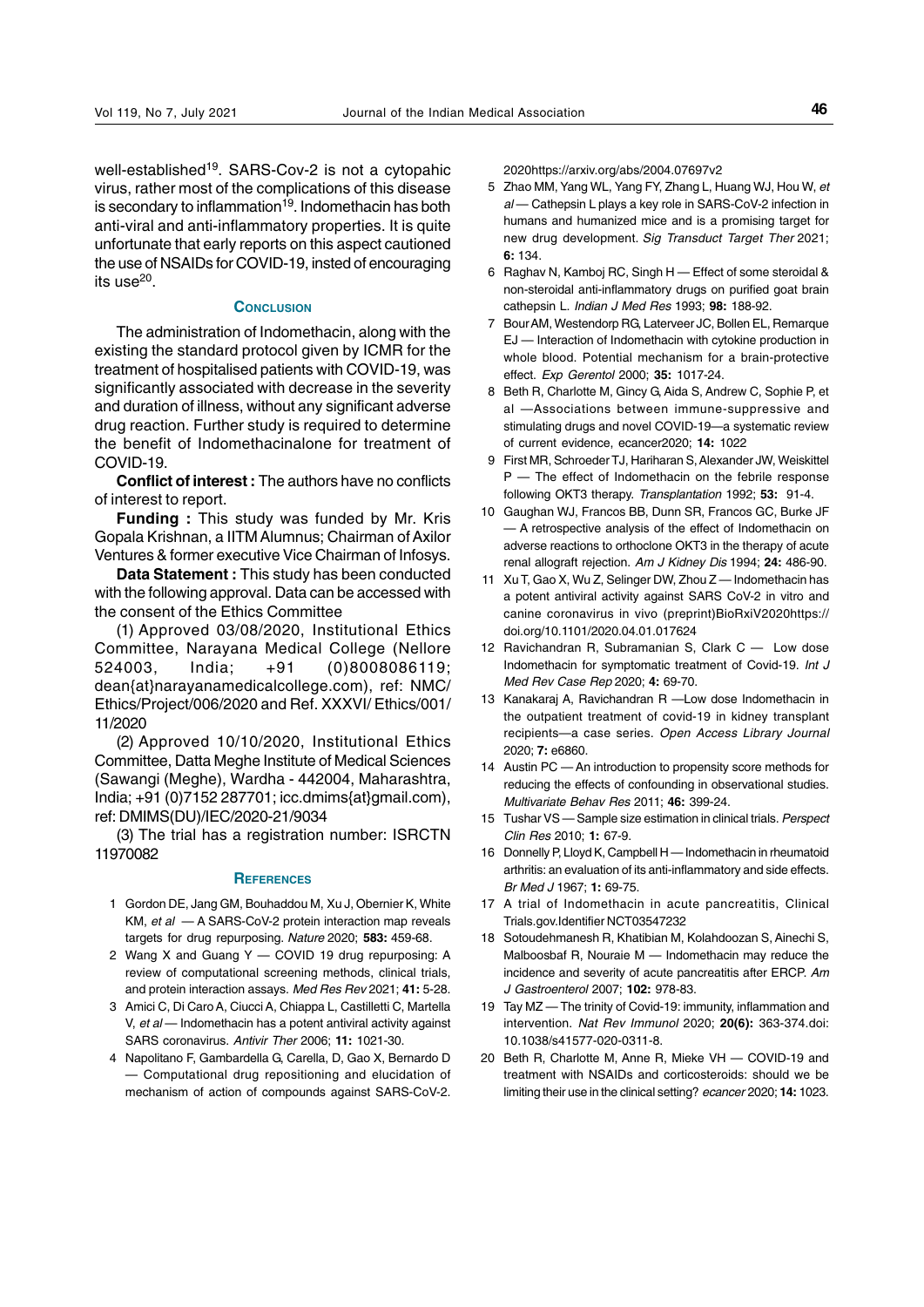well-established[19]. SARS-Cov-2 is not a cytopahic virus, rather most of the complications of this disease is secondary to inflammation[19]. Indomethacin has both anti-viral and anti-inflammatory properties. It is quite unfortunate that early reports on this aspect cautioned the use of NSAIDs for COVID-19, insted of encouraging its use[20].

## Conclusion

The administration of Indomethacin, along with the existing the standard protocol given by ICMR for the treatment of hospitalised patients with COVID-19, was significantly associated with decrease in the severity and duration of illness, without any significant adverse drug reaction. Further study is required to determine the benefit of Indomethacinalone for treatment of COVID-19.

**Conflict of interest :** The authors have no conflicts of interest to report.

**Funding :** This study was funded by Mr. Kris Gopala Krishnan, a IITM Alumnus; Chairman of Axilor Ventures & former executive Vice Chairman of Infosys.

**Data Statement :** This study has been conducted with the following approval. Data can be accessed with the consent of the Ethics Committee

(1) Approved 03/08/2020, Institutional Ethics Committee, Narayana Medical College (Nellore 524003, India; +91 (0)8008086119; dean{at}narayanamedicalcollege.com), ref: NMC/Ethics/Project/006/2020 and Ref. XXXVI/ Ethics/001/11/2020

(2) Approved 10/10/2020, Institutional Ethics Committee, Datta Meghe Institute of Medical Sciences (Sawangi (Meghe), Wardha - 442004, Maharashtra, India; +91 (0)7152 287701; icc.dmims{at}gmail.com), ref: DMIMS(DU)/IEC/2020-21/9034

(3) The trial has a registration number: ISRCTN 11970082

## References

1. Gordon DE, Jang GM, Bouhaddou M, Xu J, Obernier K, White KM, *et al* — A SARS-CoV-2 protein interaction map reveals targets for drug repurposing. *Nature* 2020; **583:** 459-68.
2. Wang X and Guang Y — COVID 19 drug repurposing: A review of computational screening methods, clinical trials, and protein interaction assays. *Med Res Rev* 2021; **41:** 5-28.
3. Amici C, Di Caro A, Ciucci A, Chiappa L, Castilletti C, Martella V, *et al* — Indomethacin has a potent antiviral activity against SARS coronavirus. *Antivir Ther* 2006; **11:** 1021-30.
4. Napolitano F, Gambardella G, Carella, D, Gao X, Bernardo D — Computational drug repositioning and elucidation of mechanism of action of compounds against SARS-CoV-2. 2020https://arxiv.org/abs/2004.07697v2
5. Zhao MM, Yang WL, Yang FY, Zhang L, Huang WJ, Hou W, *et al* — Cathepsin L plays a key role in SARS-CoV-2 infection in humans and humanized mice and is a promising target for new drug development. *Sig Transduct Target Ther* 2021; **6:** 134.
6. Raghav N, Kamboj RC, Singh H — Effect of some steroidal & non-steroidal anti-inflammatory drugs on purified goat brain cathepsin L. *Indian J Med Res* 1993; **98:** 188-92.
7. Bour AM, Westendorp RG, Laterveer JC, Bollen EL, Remarque EJ — Interaction of Indomethacin with cytokine production in whole blood. Potential mechanism for a brain-protective effect. *Exp Gerontol* 2000; **35:** 1017-24.
8. Beth R, Charlotte M, Gincy G, Aida S, Andrew C, Sophie P, et al —Associations between immune-suppressive and stimulating drugs and novel COVID-19—a systematic review of current evidence, ecancer2020; **14:** 1022
9. First MR, Schroeder TJ, Hariharan S, Alexander JW, Weiskittel P — The effect of Indomethacin on the febrile response following OKT3 therapy. *Transplantation* 1992; **53:** 91-4.
10. Gaughan WJ, Francos BB, Dunn SR, Francos GC, Burke JF — A retrospective analysis of the effect of Indomethacin on adverse reactions to orthoclone OKT3 in the therapy of acute renal allograft rejection. *Am J Kidney Dis* 1994; **24:** 486-90.
11. Xu T, Gao X, Wu Z, Selinger DW, Zhou Z — Indomethacin has a potent antiviral activity against SARS CoV-2 in vitro and canine coronavirus in vivo (preprint)BioRxiV2020https://doi.org/10.1101/2020.04.01.017624
12. Ravichandran R, Subramanian S, Clark C — Low dose Indomethacin for symptomatic treatment of Covid-19. *Int J Med Rev Case Rep* 2020; **4:** 69-70.
13. Kanakaraj A, Ravichandran R —Low dose Indomethacin in the outpatient treatment of covid-19 in kidney transplant recipients—a case series. *Open Access Library Journal* 2020; **7:** e6860.
14. Austin PC — An introduction to propensity score methods for reducing the effects of confounding in observational studies. *Multivariate Behav Res* 2011; **46:** 399-24.
15. Tushar VS — Sample size estimation in clinical trials. *Perspect Clin Res* 2010; **1:** 67-9.
16. Donnelly P, Lloyd K, Campbell H — Indomethacin in rheumatoid arthritis: an evaluation of its anti-inflammatory and side effects. *Br Med J* 1967; **1:** 69-75.
17. A trial of Indomethacin in acute pancreatitis, Clinical Trials.gov.Identifier NCT03547232
18. Sotoudehmanesh R, Khatibian M, Kolahdoozan S, Ainechi S, Malboosbaf R, Nouraie M — Indomethacin may reduce the incidence and severity of acute pancreatitis after ERCP. *Am J Gastroenterol* 2007; **102:** 978-83.
19. Tay MZ — The trinity of Covid-19: immunity, inflammation and intervention. *Nat Rev Immunol* 2020; **20(6):** 363-374.doi: 10.1038/s41577-020-0311-8.
20. Beth R, Charlotte M, Anne R, Mieke VH — COVID-19 and treatment with NSAIDs and corticosteroids: should we be limiting their use in the clinical setting? *ecancer* 2020; **14:** 1023.